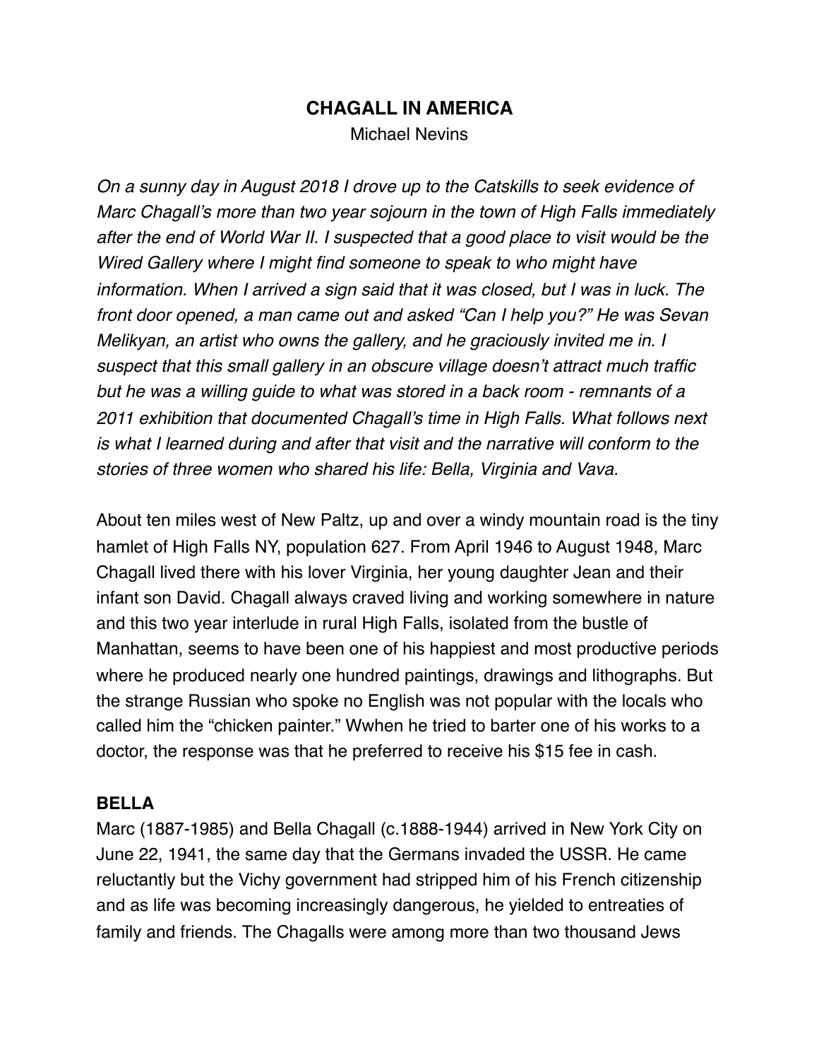# CHAGALL IN AMERICA

Michael Nevins

*On a sunny day in August 2018 I drove up to the Catskills to seek evidence of Marc Chagall's more than two year sojourn in the town of High Falls immediately after the end of World War II. I suspected that a good place to visit would be the Wired Gallery where I might find someone to speak to who might have information. When I arrived a sign said that it was closed, but I was in luck. The front door opened, a man came out and asked "Can I help you?" He was Sevan Melikyan, an artist who owns the gallery, and he graciously invited me in. I suspect that this small gallery in an obscure village doesn't attract much traffic but he was a willing guide to what was stored in a back room - remnants of a 2011 exhibition that documented Chagall's time in High Falls. What follows next is what I learned during and after that visit and the narrative will conform to the stories of three women who shared his life: Bella, Virginia and Vava.*

About ten miles west of New Paltz, up and over a windy mountain road is the tiny hamlet of High Falls NY, population 627. From April 1946 to August 1948, Marc Chagall lived there with his lover Virginia, her young daughter Jean and their infant son David. Chagall always craved living and working somewhere in nature and this two year interlude in rural High Falls, isolated from the bustle of Manhattan, seems to have been one of his happiest and most productive periods where he produced nearly one hundred paintings, drawings and lithographs. But the strange Russian who spoke no English was not popular with the locals who called him the "chicken painter." Wwhen he tried to barter one of his works to a doctor, the response was that he preferred to receive his $15 fee in cash.

## BELLA

Marc (1887-1985) and Bella Chagall (c.1888-1944) arrived in New York City on June 22, 1941, the same day that the Germans invaded the USSR. He came reluctantly but the Vichy government had stripped him of his French citizenship and as life was becoming increasingly dangerous, he yielded to entreaties of family and friends. The Chagalls were among more than two thousand Jews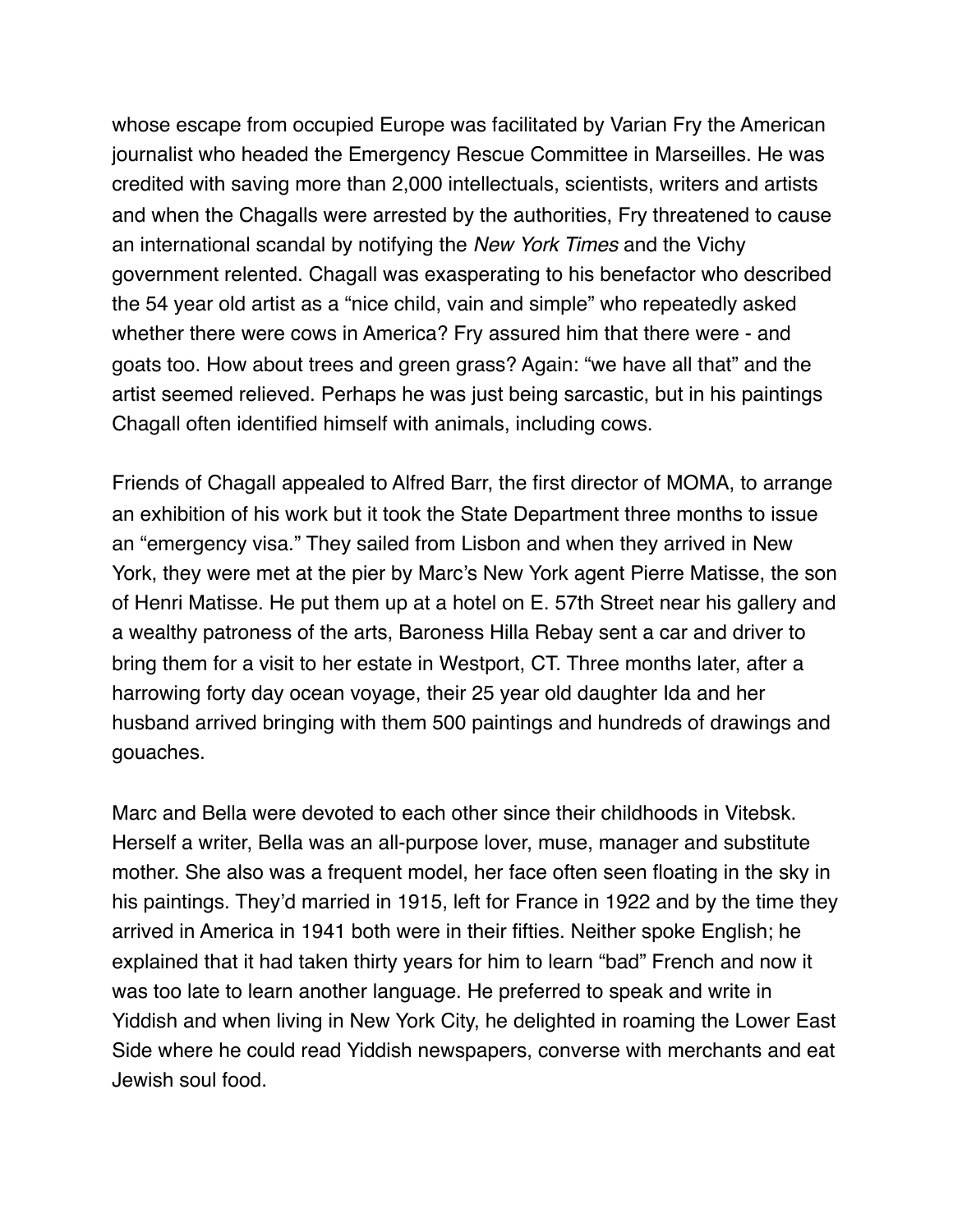whose escape from occupied Europe was facilitated by Varian Fry the American journalist who headed the Emergency Rescue Committee in Marseilles. He was credited with saving more than 2,000 intellectuals, scientists, writers and artists and when the Chagalls were arrested by the authorities, Fry threatened to cause an international scandal by notifying the *New York Times* and the Vichy government relented. Chagall was exasperating to his benefactor who described the 54 year old artist as a "nice child, vain and simple" who repeatedly asked whether there were cows in America? Fry assured him that there were - and goats too. How about trees and green grass? Again: "we have all that" and the artist seemed relieved. Perhaps he was just being sarcastic, but in his paintings Chagall often identified himself with animals, including cows.

Friends of Chagall appealed to Alfred Barr, the first director of MOMA, to arrange an exhibition of his work but it took the State Department three months to issue an "emergency visa." They sailed from Lisbon and when they arrived in New York, they were met at the pier by Marc's New York agent Pierre Matisse, the son of Henri Matisse. He put them up at a hotel on E. 57th Street near his gallery and a wealthy patroness of the arts, Baroness Hilla Rebay sent a car and driver to bring them for a visit to her estate in Westport, CT. Three months later, after a harrowing forty day ocean voyage, their 25 year old daughter Ida and her husband arrived bringing with them 500 paintings and hundreds of drawings and gouaches.

Marc and Bella were devoted to each other since their childhoods in Vitebsk. Herself a writer, Bella was an all-purpose lover, muse, manager and substitute mother. She also was a frequent model, her face often seen floating in the sky in his paintings. They'd married in 1915, left for France in 1922 and by the time they arrived in America in 1941 both were in their fifties. Neither spoke English; he explained that it had taken thirty years for him to learn "bad" French and now it was too late to learn another language. He preferred to speak and write in Yiddish and when living in New York City, he delighted in roaming the Lower East Side where he could read Yiddish newspapers, converse with merchants and eat Jewish soul food.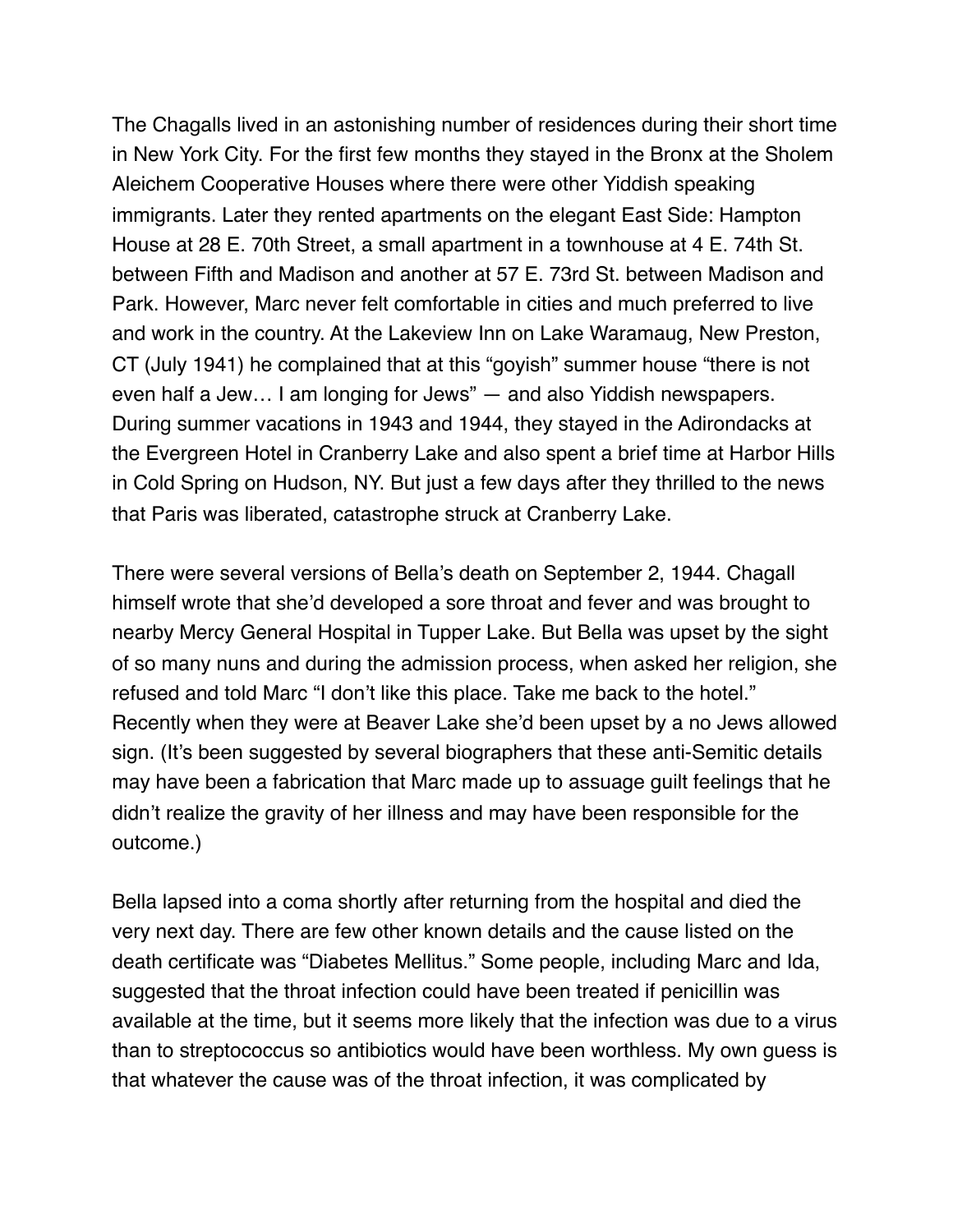The Chagalls lived in an astonishing number of residences during their short time in New York City. For the first few months they stayed in the Bronx at the Sholem Aleichem Cooperative Houses where there were other Yiddish speaking immigrants. Later they rented apartments on the elegant East Side: Hampton House at 28 E. 70th Street, a small apartment in a townhouse at 4 E. 74th St. between Fifth and Madison and another at 57 E. 73rd St. between Madison and Park. However, Marc never felt comfortable in cities and much preferred to live and work in the country. At the Lakeview Inn on Lake Waramaug, New Preston, CT (July 1941) he complained that at this "goyish" summer house "there is not even half a Jew… I am longing for Jews" — and also Yiddish newspapers. During summer vacations in 1943 and 1944, they stayed in the Adirondacks at the Evergreen Hotel in Cranberry Lake and also spent a brief time at Harbor Hills in Cold Spring on Hudson, NY. But just a few days after they thrilled to the news that Paris was liberated, catastrophe struck at Cranberry Lake.

There were several versions of Bella's death on September 2, 1944. Chagall himself wrote that she'd developed a sore throat and fever and was brought to nearby Mercy General Hospital in Tupper Lake. But Bella was upset by the sight of so many nuns and during the admission process, when asked her religion, she refused and told Marc "I don't like this place. Take me back to the hotel." Recently when they were at Beaver Lake she'd been upset by a no Jews allowed sign. (It's been suggested by several biographers that these anti-Semitic details may have been a fabrication that Marc made up to assuage guilt feelings that he didn't realize the gravity of her illness and may have been responsible for the outcome.)

Bella lapsed into a coma shortly after returning from the hospital and died the very next day. There are few other known details and the cause listed on the death certificate was "Diabetes Mellitus." Some people, including Marc and Ida, suggested that the throat infection could have been treated if penicillin was available at the time, but it seems more likely that the infection was due to a virus than to streptococcus so antibiotics would have been worthless. My own guess is that whatever the cause was of the throat infection, it was complicated by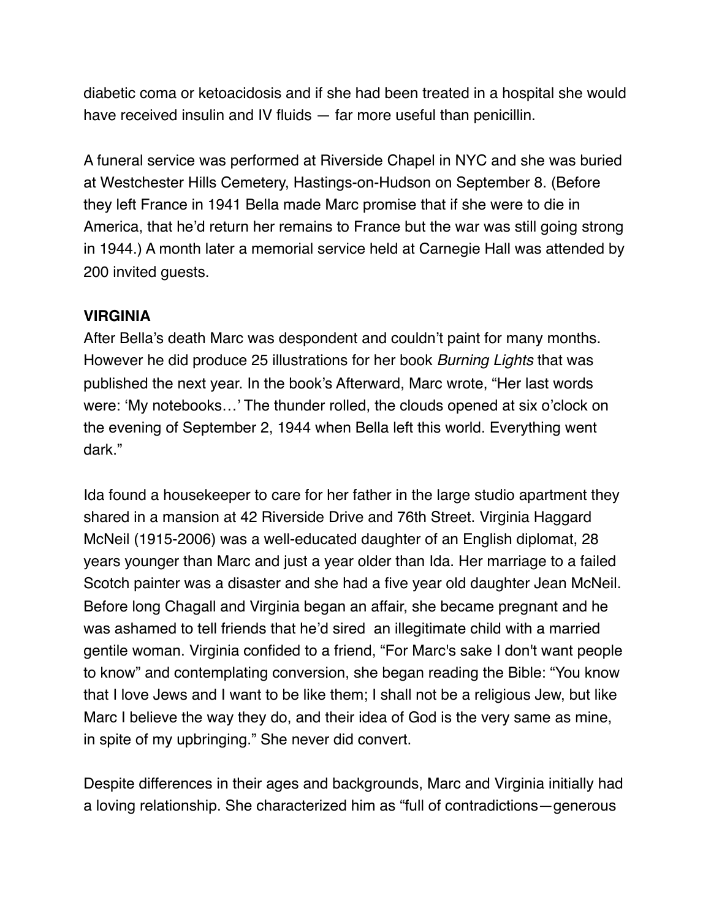diabetic coma or ketoacidosis and if she had been treated in a hospital she would have received insulin and IV fluids — far more useful than penicillin.

A funeral service was performed at Riverside Chapel in NYC and she was buried at Westchester Hills Cemetery, Hastings-on-Hudson on September 8. (Before they left France in 1941 Bella made Marc promise that if she were to die in America, that he'd return her remains to France but the war was still going strong in 1944.) A month later a memorial service held at Carnegie Hall was attended by 200 invited guests.

**VIRGINIA**

After Bella's death Marc was despondent and couldn't paint for many months. However he did produce 25 illustrations for her book *Burning Lights* that was published the next year. In the book's Afterward, Marc wrote, "Her last words were: 'My notebooks…' The thunder rolled, the clouds opened at six o'clock on the evening of September 2, 1944 when Bella left this world. Everything went dark."

Ida found a housekeeper to care for her father in the large studio apartment they shared in a mansion at 42 Riverside Drive and 76th Street. Virginia Haggard McNeil (1915-2006) was a well-educated daughter of an English diplomat, 28 years younger than Marc and just a year older than Ida. Her marriage to a failed Scotch painter was a disaster and she had a five year old daughter Jean McNeil. Before long Chagall and Virginia began an affair, she became pregnant and he was ashamed to tell friends that he'd sired an illegitimate child with a married gentile woman. Virginia confided to a friend, "For Marc's sake I don't want people to know" and contemplating conversion, she began reading the Bible: "You know that I love Jews and I want to be like them; I shall not be a religious Jew, but like Marc I believe the way they do, and their idea of God is the very same as mine, in spite of my upbringing." She never did convert.

Despite differences in their ages and backgrounds, Marc and Virginia initially had a loving relationship. She characterized him as "full of contradictions—generous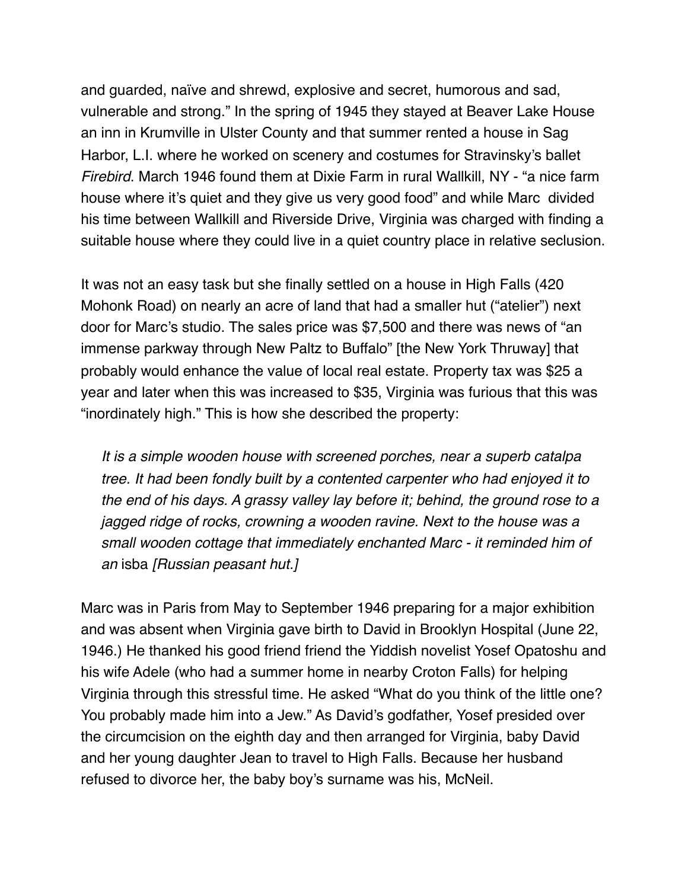and guarded, naïve and shrewd, explosive and secret, humorous and sad, vulnerable and strong.” In the spring of 1945 they stayed at Beaver Lake House an inn in Krumville in Ulster County and that summer rented a house in Sag Harbor, L.I. where he worked on scenery and costumes for Stravinsky’s ballet *Firebird*. March 1946 found them at Dixie Farm in rural Wallkill, NY - “a nice farm house where it’s quiet and they give us very good food” and while Marc divided his time between Wallkill and Riverside Drive, Virginia was charged with finding a suitable house where they could live in a quiet country place in relative seclusion.

It was not an easy task but she finally settled on a house in High Falls (420 Mohonk Road) on nearly an acre of land that had a smaller hut (“atelier”) next door for Marc’s studio. The sales price was $7,500 and there was news of “an immense parkway through New Paltz to Buffalo” [the New York Thruway] that probably would enhance the value of local real estate. Property tax was $25 a year and later when this was increased to $35, Virginia was furious that this was “inordinately high.” This is how she described the property:

> *It is a simple wooden house with screened porches, near a superb catalpa tree. It had been fondly built by a contented carpenter who had enjoyed it to the end of his days. A grassy valley lay before it; behind, the ground rose to a jagged ridge of rocks, crowning a wooden ravine. Next to the house was a small wooden cottage that immediately enchanted Marc - it reminded him of an* isba *[Russian peasant hut.]*

Marc was in Paris from May to September 1946 preparing for a major exhibition and was absent when Virginia gave birth to David in Brooklyn Hospital (June 22, 1946.) He thanked his good friend friend the Yiddish novelist Yosef Opatoshu and his wife Adele (who had a summer home in nearby Croton Falls) for helping Virginia through this stressful time. He asked “What do you think of the little one? You probably made him into a Jew.” As David’s godfather, Yosef presided over the circumcision on the eighth day and then arranged for Virginia, baby David and her young daughter Jean to travel to High Falls. Because her husband refused to divorce her, the baby boy’s surname was his, McNeil.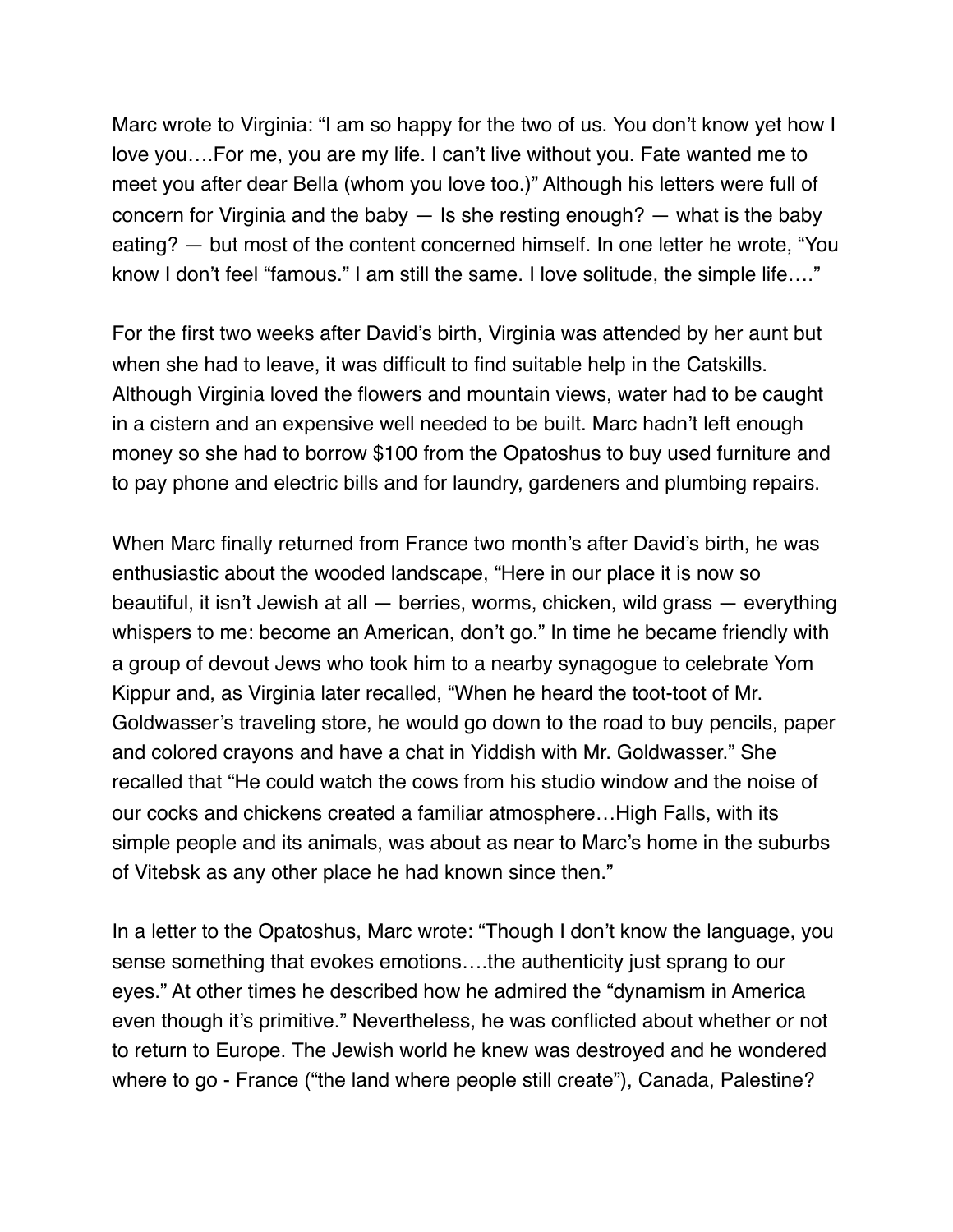Marc wrote to Virginia: "I am so happy for the two of us. You don't know yet how I love you….For me, you are my life. I can't live without you. Fate wanted me to meet you after dear Bella (whom you love too.)" Although his letters were full of concern for Virginia and the baby — Is she resting enough? — what is the baby eating? — but most of the content concerned himself. In one letter he wrote, "You know I don't feel "famous." I am still the same. I love solitude, the simple life…."

For the first two weeks after David's birth, Virginia was attended by her aunt but when she had to leave, it was difficult to find suitable help in the Catskills. Although Virginia loved the flowers and mountain views, water had to be caught in a cistern and an expensive well needed to be built. Marc hadn't left enough money so she had to borrow $100 from the Opatoshus to buy used furniture and to pay phone and electric bills and for laundry, gardeners and plumbing repairs.

When Marc finally returned from France two month's after David's birth, he was enthusiastic about the wooded landscape, "Here in our place it is now so beautiful, it isn't Jewish at all — berries, worms, chicken, wild grass — everything whispers to me: become an American, don't go." In time he became friendly with a group of devout Jews who took him to a nearby synagogue to celebrate Yom Kippur and, as Virginia later recalled, "When he heard the toot-toot of Mr. Goldwasser's traveling store, he would go down to the road to buy pencils, paper and colored crayons and have a chat in Yiddish with Mr. Goldwasser." She recalled that "He could watch the cows from his studio window and the noise of our cocks and chickens created a familiar atmosphere…High Falls, with its simple people and its animals, was about as near to Marc's home in the suburbs of Vitebsk as any other place he had known since then."

In a letter to the Opatoshus, Marc wrote: "Though I don't know the language, you sense something that evokes emotions….the authenticity just sprang to our eyes." At other times he described how he admired the "dynamism in America even though it's primitive." Nevertheless, he was conflicted about whether or not to return to Europe. The Jewish world he knew was destroyed and he wondered where to go - France ("the land where people still create"), Canada, Palestine?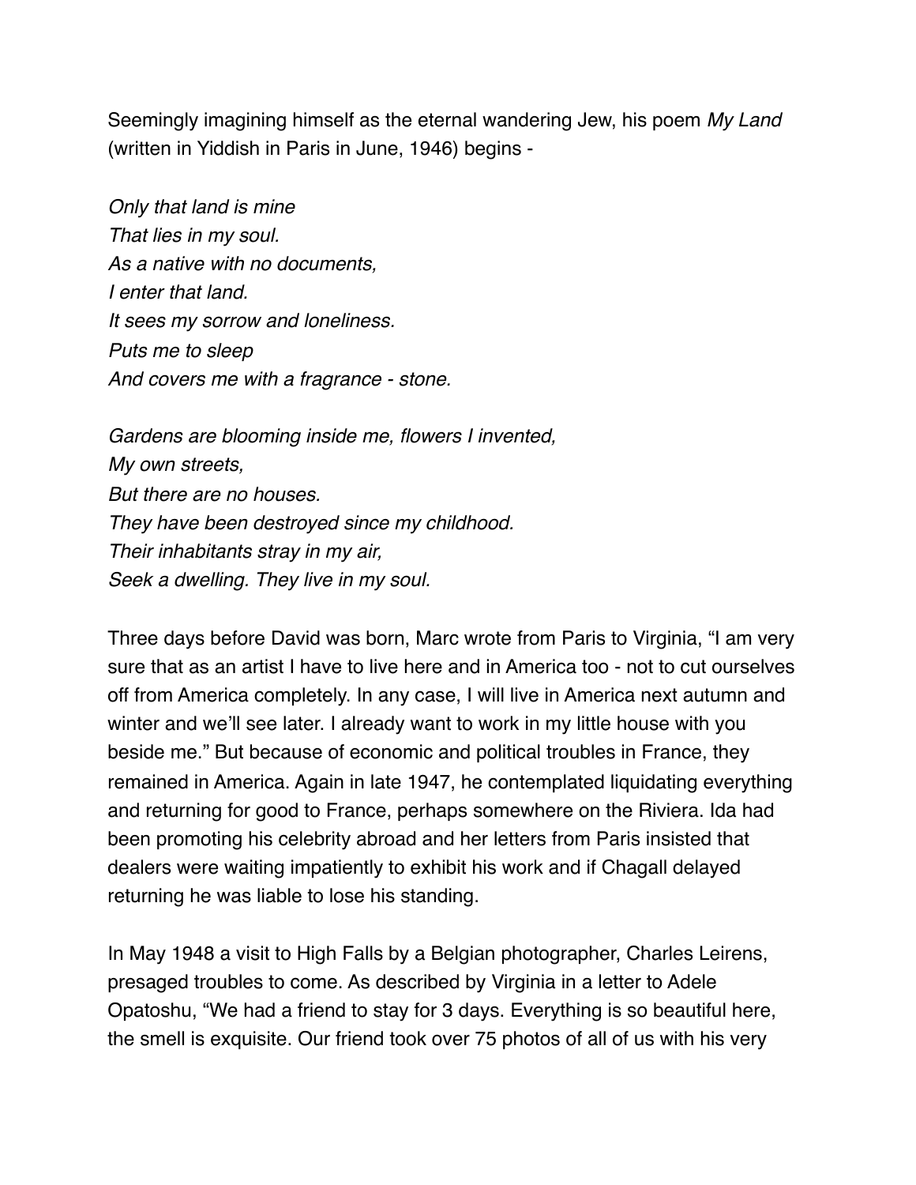Seemingly imagining himself as the eternal wandering Jew, his poem *My Land* (written in Yiddish in Paris in June, 1946) begins -

*Only that land is mine*
*That lies in my soul.*
*As a native with no documents,*
*I enter that land.*
*It sees my sorrow and loneliness.*
*Puts me to sleep*
*And covers me with a fragrance - stone.*

*Gardens are blooming inside me, flowers I invented,*
*My own streets,*
*But there are no houses.*
*They have been destroyed since my childhood.*
*Their inhabitants stray in my air,*
*Seek a dwelling. They live in my soul.*

Three days before David was born, Marc wrote from Paris to Virginia, "I am very sure that as an artist I have to live here and in America too - not to cut ourselves off from America completely. In any case, I will live in America next autumn and winter and we'll see later. I already want to work in my little house with you beside me." But because of economic and political troubles in France, they remained in America. Again in late 1947, he contemplated liquidating everything and returning for good to France, perhaps somewhere on the Riviera. Ida had been promoting his celebrity abroad and her letters from Paris insisted that dealers were waiting impatiently to exhibit his work and if Chagall delayed returning he was liable to lose his standing.

In May 1948 a visit to High Falls by a Belgian photographer, Charles Leirens, presaged troubles to come. As described by Virginia in a letter to Adele Opatoshu, "We had a friend to stay for 3 days. Everything is so beautiful here, the smell is exquisite. Our friend took over 75 photos of all of us with his very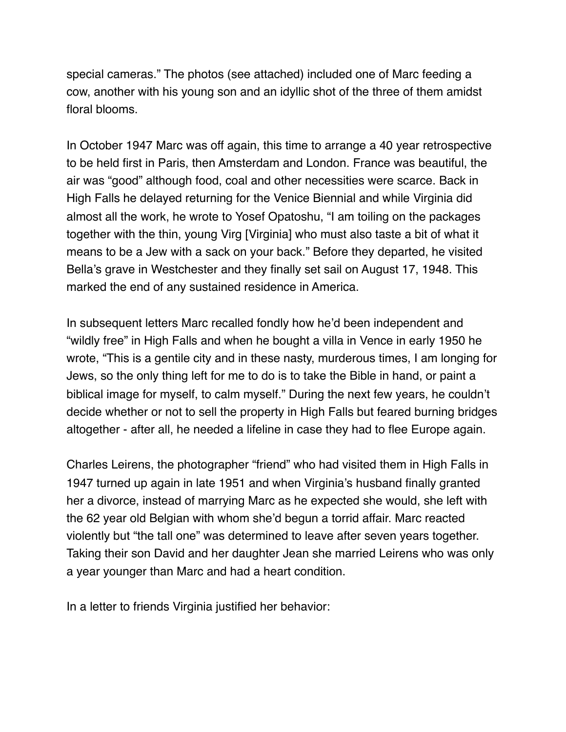special cameras." The photos (see attached) included one of Marc feeding a cow, another with his young son and an idyllic shot of the three of them amidst floral blooms.

In October 1947 Marc was off again, this time to arrange a 40 year retrospective to be held first in Paris, then Amsterdam and London. France was beautiful, the air was "good" although food, coal and other necessities were scarce. Back in High Falls he delayed returning for the Venice Biennial and while Virginia did almost all the work, he wrote to Yosef Opatoshu, "I am toiling on the packages together with the thin, young Virg [Virginia] who must also taste a bit of what it means to be a Jew with a sack on your back." Before they departed, he visited Bella's grave in Westchester and they finally set sail on August 17, 1948. This marked the end of any sustained residence in America.

In subsequent letters Marc recalled fondly how he'd been independent and "wildly free" in High Falls and when he bought a villa in Vence in early 1950 he wrote, "This is a gentile city and in these nasty, murderous times, I am longing for Jews, so the only thing left for me to do is to take the Bible in hand, or paint a biblical image for myself, to calm myself." During the next few years, he couldn't decide whether or not to sell the property in High Falls but feared burning bridges altogether - after all, he needed a lifeline in case they had to flee Europe again.

Charles Leirens, the photographer "friend" who had visited them in High Falls in 1947 turned up again in late 1951 and when Virginia's husband finally granted her a divorce, instead of marrying Marc as he expected she would, she left with the 62 year old Belgian with whom she'd begun a torrid affair. Marc reacted violently but "the tall one" was determined to leave after seven years together. Taking their son David and her daughter Jean she married Leirens who was only a year younger than Marc and had a heart condition.

In a letter to friends Virginia justified her behavior: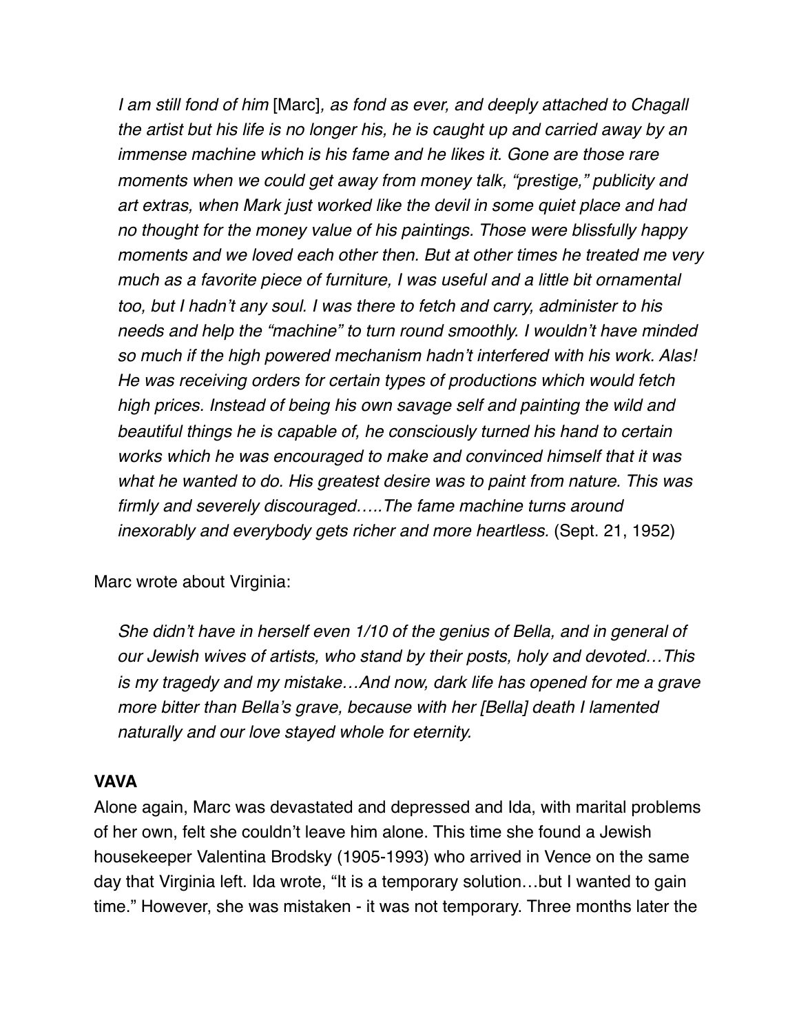*I am still fond of him* [Marc]*, as fond as ever, and deeply attached to Chagall the artist but his life is no longer his, he is caught up and carried away by an immense machine which is his fame and he likes it. Gone are those rare moments when we could get away from money talk, "prestige," publicity and art extras, when Mark just worked like the devil in some quiet place and had no thought for the money value of his paintings. Those were blissfully happy moments and we loved each other then. But at other times he treated me very much as a favorite piece of furniture, I was useful and a little bit ornamental too, but I hadn't any soul. I was there to fetch and carry, administer to his needs and help the "machine" to turn round smoothly. I wouldn't have minded so much if the high powered mechanism hadn't interfered with his work. Alas! He was receiving orders for certain types of productions which would fetch high prices. Instead of being his own savage self and painting the wild and beautiful things he is capable of, he consciously turned his hand to certain works which he was encouraged to make and convinced himself that it was what he wanted to do. His greatest desire was to paint from nature. This was firmly and severely discouraged…..The fame machine turns around inexorably and everybody gets richer and more heartless.* (Sept. 21, 1952)

Marc wrote about Virginia:

*She didn't have in herself even 1/10 of the genius of Bella, and in general of our Jewish wives of artists, who stand by their posts, holy and devoted…This is my tragedy and my mistake…And now, dark life has opened for me a grave more bitter than Bella's grave, because with her [Bella] death I lamented naturally and our love stayed whole for eternity.*

**VAVA**

Alone again, Marc was devastated and depressed and Ida, with marital problems of her own, felt she couldn't leave him alone. This time she found a Jewish housekeeper Valentina Brodsky (1905-1993) who arrived in Vence on the same day that Virginia left. Ida wrote, "It is a temporary solution…but I wanted to gain time." However, she was mistaken - it was not temporary. Three months later the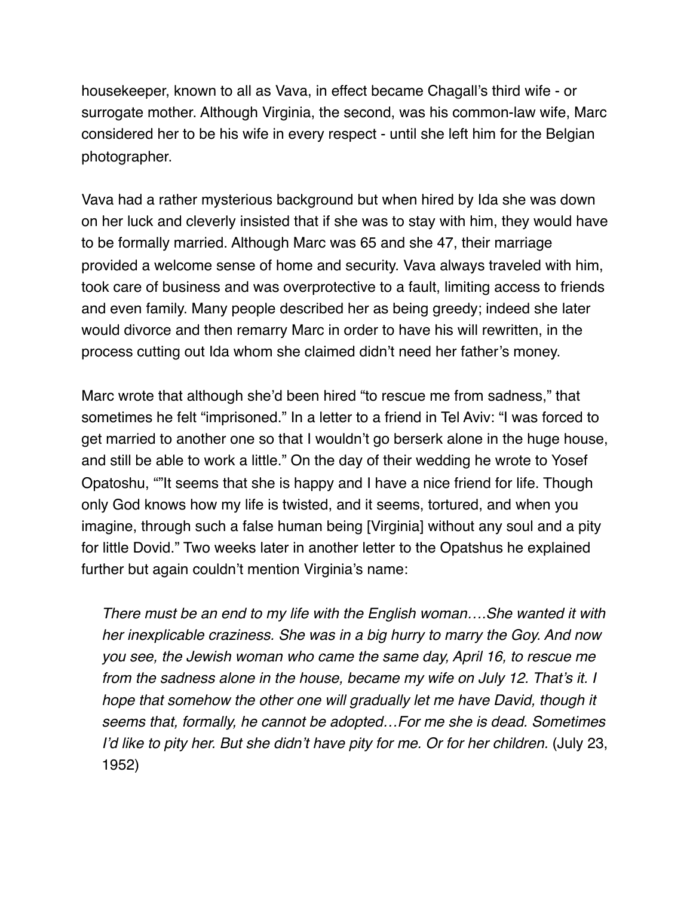housekeeper, known to all as Vava, in effect became Chagall's third wife - or surrogate mother. Although Virginia, the second, was his common-law wife, Marc considered her to be his wife in every respect - until she left him for the Belgian photographer.

Vava had a rather mysterious background but when hired by Ida she was down on her luck and cleverly insisted that if she was to stay with him, they would have to be formally married. Although Marc was 65 and she 47, their marriage provided a welcome sense of home and security. Vava always traveled with him, took care of business and was overprotective to a fault, limiting access to friends and even family. Many people described her as being greedy; indeed she later would divorce and then remarry Marc in order to have his will rewritten, in the process cutting out Ida whom she claimed didn't need her father's money.

Marc wrote that although she'd been hired "to rescue me from sadness," that sometimes he felt "imprisoned." In a letter to a friend in Tel Aviv: "I was forced to get married to another one so that I wouldn't go berserk alone in the huge house, and still be able to work a little." On the day of their wedding he wrote to Yosef Opatoshu, ""It seems that she is happy and I have a nice friend for life. Though only God knows how my life is twisted, and it seems, tortured, and when you imagine, through such a false human being [Virginia] without any soul and a pity for little Dovid." Two weeks later in another letter to the Opatshus he explained further but again couldn't mention Virginia's name:

> *There must be an end to my life with the English woman….She wanted it with her inexplicable craziness. She was in a big hurry to marry the Goy. And now you see, the Jewish woman who came the same day, April 16, to rescue me from the sadness alone in the house, became my wife on July 12. That's it. I hope that somehow the other one will gradually let me have David, though it seems that, formally, he cannot be adopted…For me she is dead. Sometimes I'd like to pity her. But she didn't have pity for me. Or for her children.* (July 23, 1952)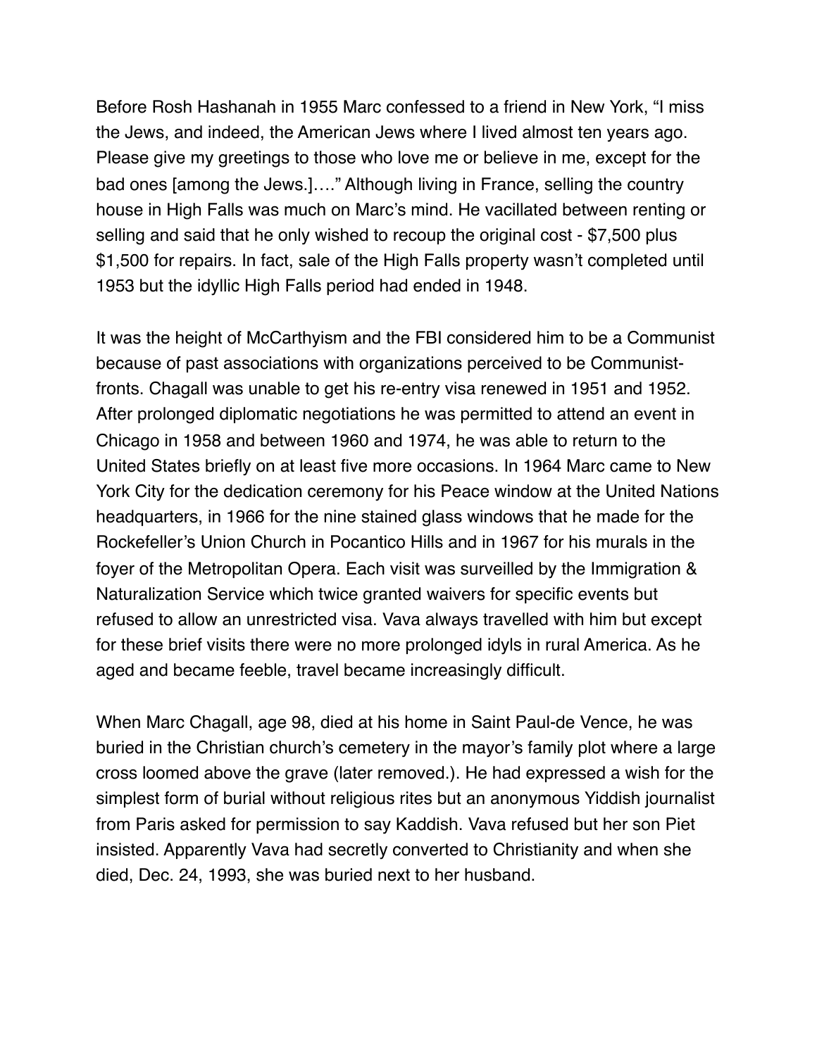Before Rosh Hashanah in 1955 Marc confessed to a friend in New York, “I miss the Jews, and indeed, the American Jews where I lived almost ten years ago. Please give my greetings to those who love me or believe in me, except for the bad ones [among the Jews.]….” Although living in France, selling the country house in High Falls was much on Marc’s mind. He vacillated between renting or selling and said that he only wished to recoup the original cost - $7,500 plus $1,500 for repairs. In fact, sale of the High Falls property wasn’t completed until 1953 but the idyllic High Falls period had ended in 1948.

It was the height of McCarthyism and the FBI considered him to be a Communist because of past associations with organizations perceived to be Communist-fronts. Chagall was unable to get his re-entry visa renewed in 1951 and 1952. After prolonged diplomatic negotiations he was permitted to attend an event in Chicago in 1958 and between 1960 and 1974, he was able to return to the United States briefly on at least five more occasions. In 1964 Marc came to New York City for the dedication ceremony for his Peace window at the United Nations headquarters, in 1966 for the nine stained glass windows that he made for the Rockefeller’s Union Church in Pocantico Hills and in 1967 for his murals in the foyer of the Metropolitan Opera. Each visit was surveilled by the Immigration & Naturalization Service which twice granted waivers for specific events but refused to allow an unrestricted visa. Vava always travelled with him but except for these brief visits there were no more prolonged idyls in rural America. As he aged and became feeble, travel became increasingly difficult.

When Marc Chagall, age 98, died at his home in Saint Paul-de Vence, he was buried in the Christian church’s cemetery in the mayor’s family plot where a large cross loomed above the grave (later removed.). He had expressed a wish for the simplest form of burial without religious rites but an anonymous Yiddish journalist from Paris asked for permission to say Kaddish. Vava refused but her son Piet insisted. Apparently Vava had secretly converted to Christianity and when she died, Dec. 24, 1993, she was buried next to her husband.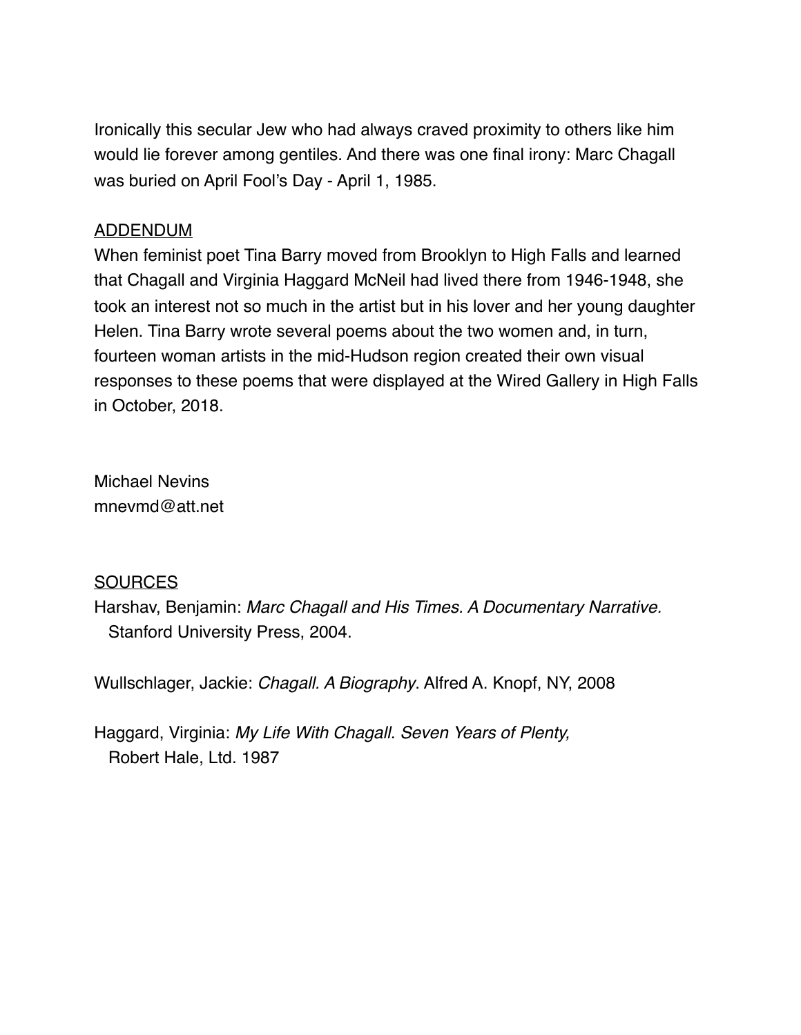Ironically this secular Jew who had always craved proximity to others like him would lie forever among gentiles. And there was one final irony: Marc Chagall was buried on April Fool's Day - April 1, 1985.

<u>ADDENDUM</u>

When feminist poet Tina Barry moved from Brooklyn to High Falls and learned that Chagall and Virginia Haggard McNeil had lived there from 1946-1948, she took an interest not so much in the artist but in his lover and her young daughter Helen. Tina Barry wrote several poems about the two women and, in turn, fourteen woman artists in the mid-Hudson region created their own visual responses to these poems that were displayed at the Wired Gallery in High Falls in October, 2018.

Michael Nevins
mnevmd@att.net

<u>SOURCES</u>

Harshav, Benjamin: *Marc Chagall and His Times. A Documentary Narrative.* Stanford University Press, 2004.

Wullschlager, Jackie: *Chagall. A Biography*. Alfred A. Knopf, NY, 2008

Haggard, Virginia: *My Life With Chagall. Seven Years of Plenty,* Robert Hale, Ltd. 1987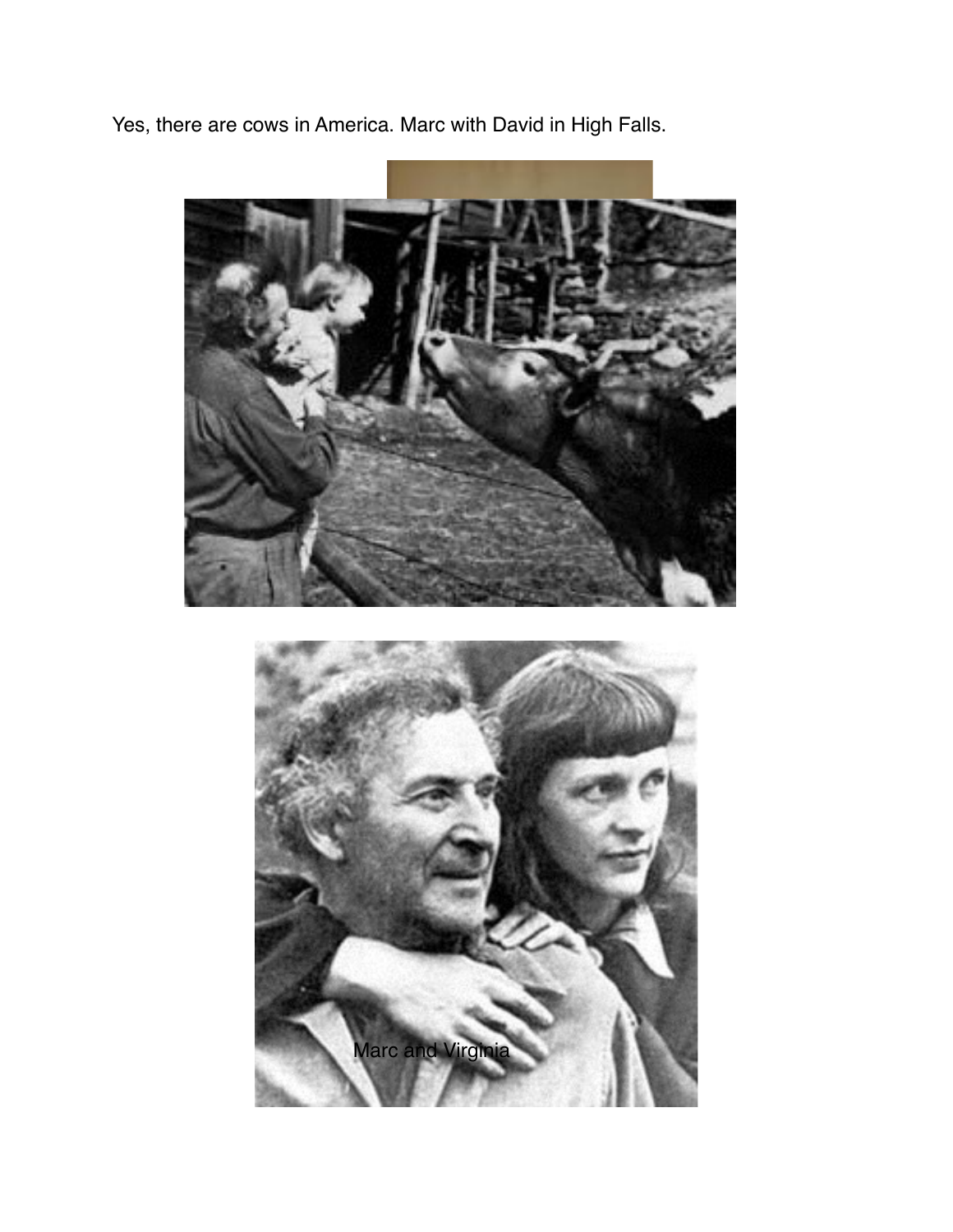Yes, there are cows in America. Marc with David in High Falls.

Marc and Virginia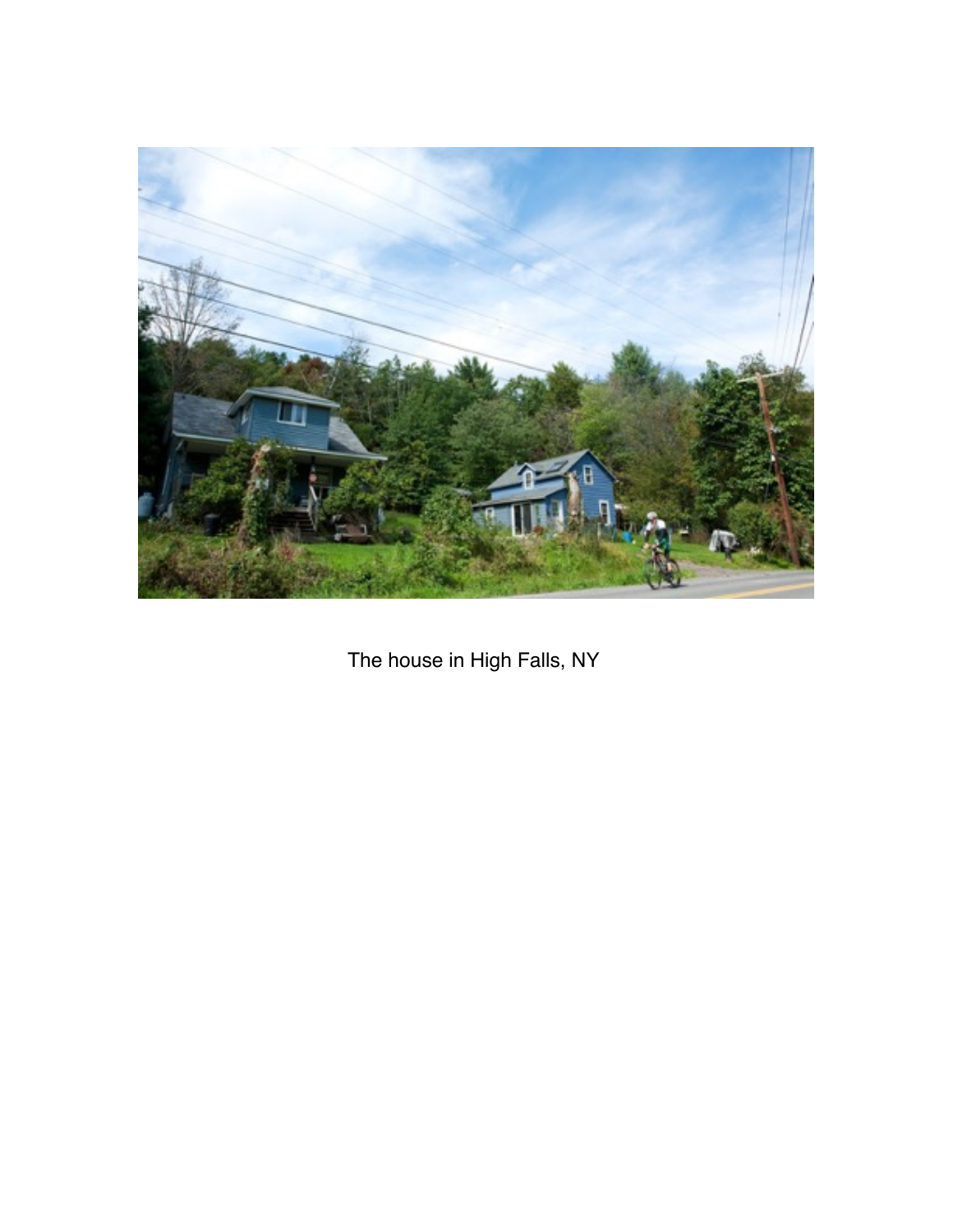The house in High Falls, NY